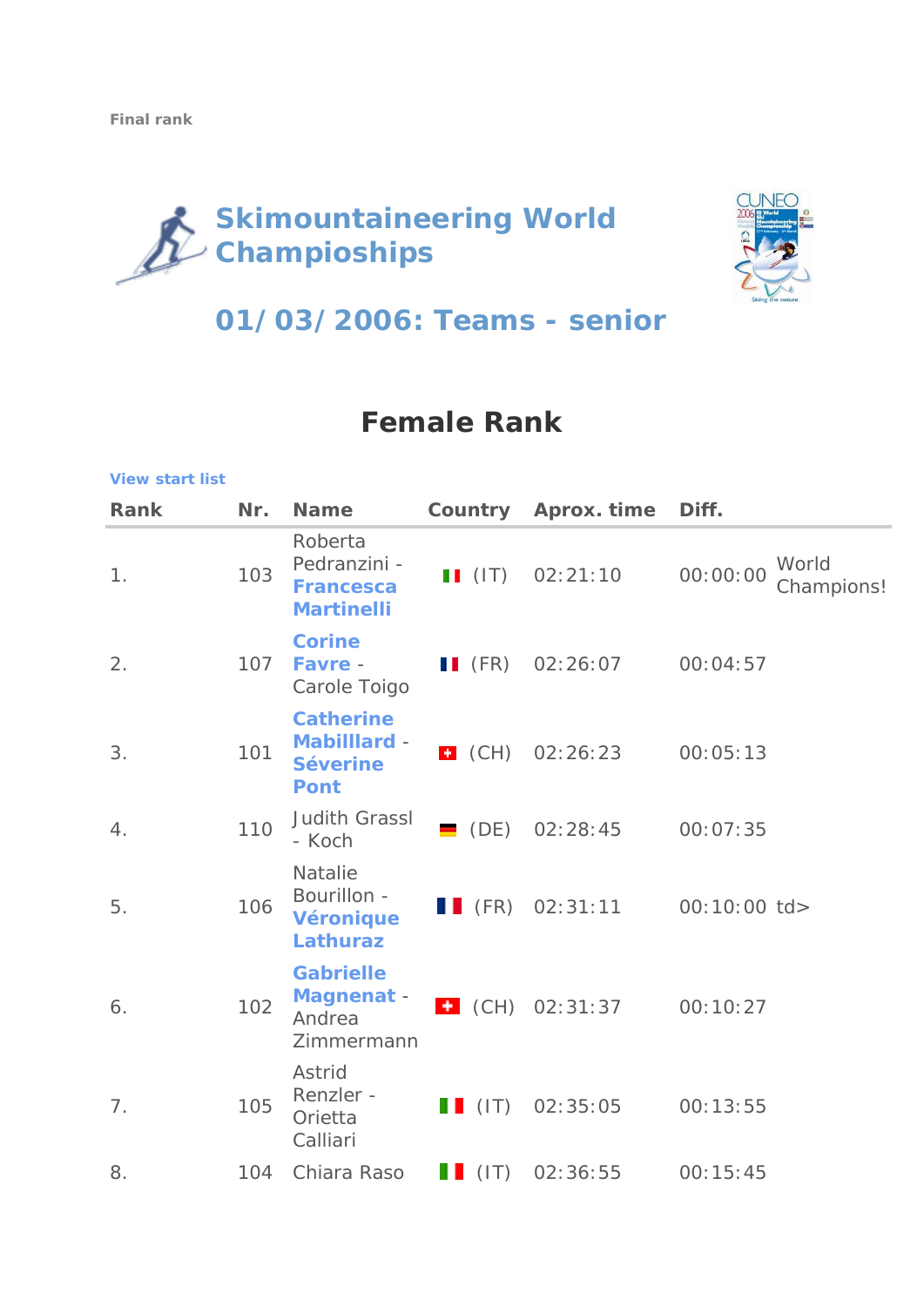Final rank

# Skimountaineering World Champioships

## 01/03/2006: Teams - senior

## Female Rank

View start list

| Rank | Nr. | Name | Country | Aprox. time | Diff. | |
|---|---|---|---|---|---|---|
| 1. | 103 | Roberta Pedranzini - **Francesca Martinelli** | (IT) | 02:21:10 | 00:00:00 | World Champions! |
| 2. | 107 | **Corine Favre** - Carole Toigo | (FR) | 02:26:07 | 00:04:57 | |
| 3. | 101 | **Catherine Mabilllard** - **Séverine Pont** | (CH) | 02:26:23 | 00:05:13 | |
| 4. | 110 | Judith Grassl - Koch | (DE) | 02:28:45 | 00:07:35 | |
| 5. | 106 | Natalie Bourillon - **Véronique Lathuraz** | (FR) | 02:31:11 | 00:10:00 | td> |
| 6. | 102 | **Gabrielle Magnenat** - Andrea Zimmermann | (CH) | 02:31:37 | 00:10:27 | |
| 7. | 105 | Astrid Renzler - Orietta Calliari | (IT) | 02:35:05 | 00:13:55 | |
| 8. | 104 | Chiara Raso | (IT) | 02:36:55 | 00:15:45 | |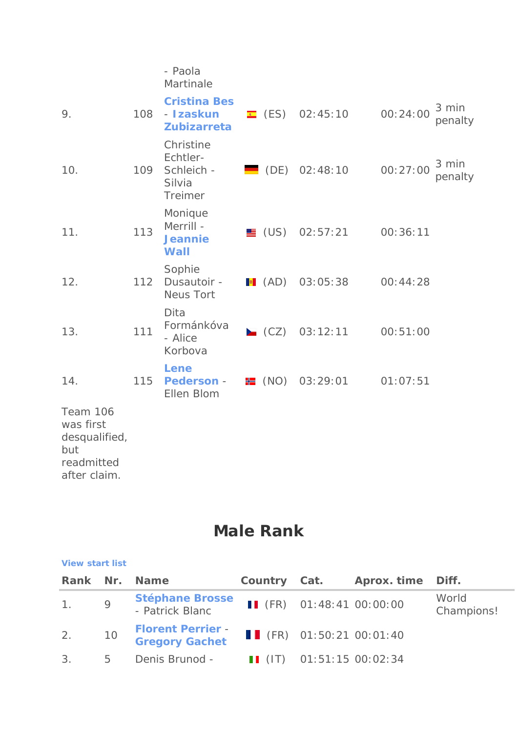| | | - Paola Martinale | | | | |
|---|---|---|---|---|---|---|
| 9. | 108 | **Cristina Bes - Izaskun Zubizarreta** | (ES) | 02:45:10 | 00:24:00 | 3 min penalty |
| 10. | 109 | Christine Echtler-Schleich - Silvia Treimer | (DE) | 02:48:10 | 00:27:00 | 3 min penalty |
| 11. | 113 | Monique Merrill - **Jeannie Wall** | (US) | 02:57:21 | 00:36:11 | |
| 12. | 112 | Sophie Dusautoir - Neus Tort | (AD) | 03:05:38 | 00:44:28 | |
| 13. | 111 | Dita Formánkóva - Alice Korbova | (CZ) | 03:12:11 | 00:51:00 | |
| 14. | 115 | **Lene Pederson** - Ellen Blom | (NO) | 03:29:01 | 01:07:51 | |

Team 106 was first desqualified, but readmitted after claim.

## Male Rank

View start list

| Rank | Nr. | Name | Country | Cat. | Aprox. time | Diff. |
|---|---|---|---|---|---|---|
| 1. | 9 | **Stéphane Brosse** - Patrick Blanc | (FR) | 01:48:41 | 00:00:00 | World Champions! |
| 2. | 10 | **Florent Perrier - Gregory Gachet** | (FR) | 01:50:21 | 00:01:40 | |
| 3. | 5 | Denis Brunod - | (IT) | 01:51:15 | 00:02:34 | |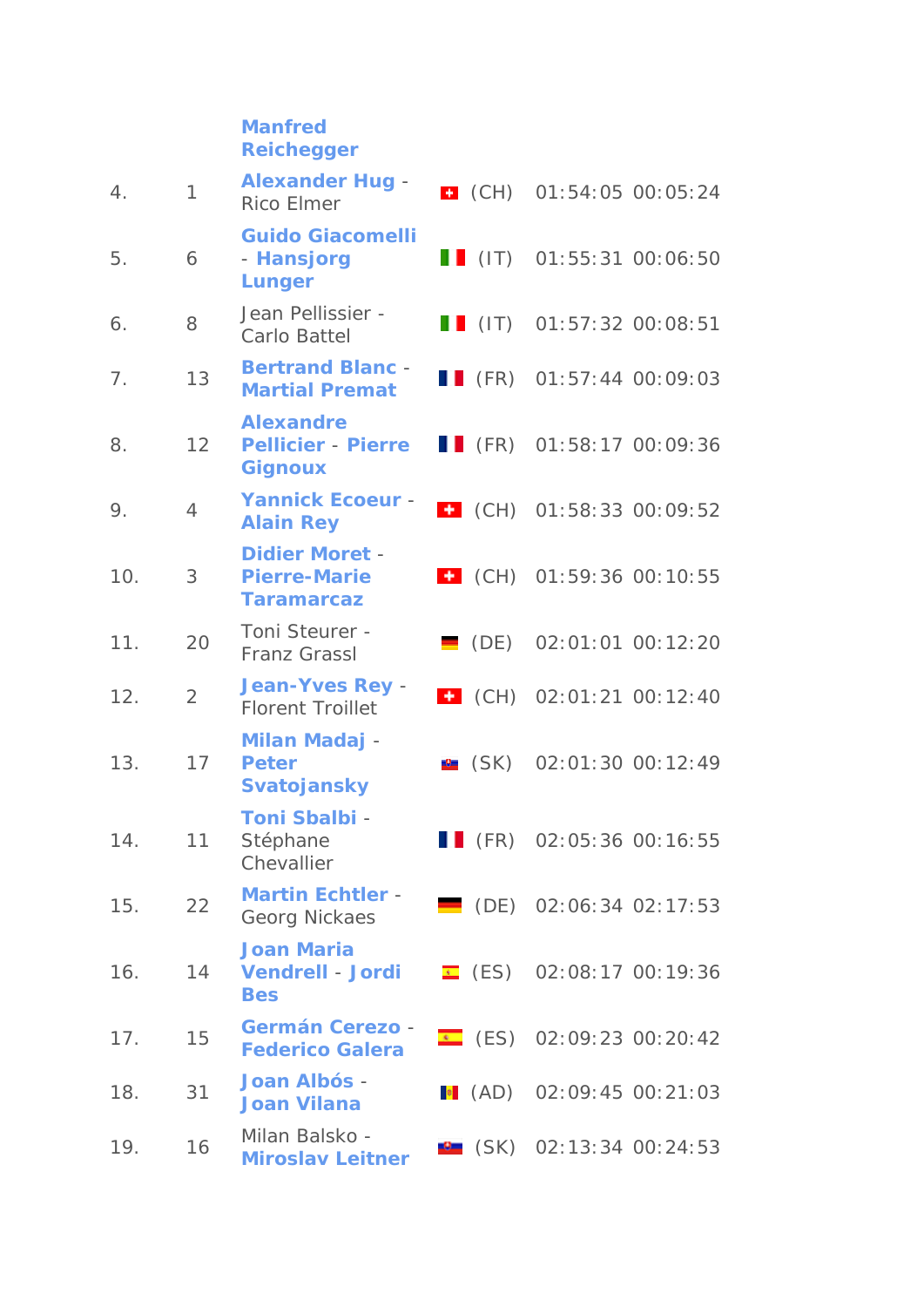| | | | | | |
|---|---|---|---|---|---|
| | | **Manfred Reichegger** | | | |
| 4. | 1 | **Alexander Hug** - Rico Elmer | (CH) | 01:54:05 | 00:05:24 |
| 5. | 6 | **Guido Giacomelli** - **Hansjorg Lunger** | (IT) | 01:55:31 | 00:06:50 |
| 6. | 8 | Jean Pellissier - Carlo Battel | (IT) | 01:57:32 | 00:08:51 |
| 7. | 13 | **Bertrand Blanc** - **Martial Premat** | (FR) | 01:57:44 | 00:09:03 |
| 8. | 12 | **Alexandre Pellicier** - **Pierre Gignoux** | (FR) | 01:58:17 | 00:09:36 |
| 9. | 4 | **Yannick Ecoeur** - **Alain Rey** | (CH) | 01:58:33 | 00:09:52 |
| 10. | 3 | **Didier Moret** - **Pierre-Marie Taramarcaz** | (CH) | 01:59:36 | 00:10:55 |
| 11. | 20 | Toni Steurer - Franz Grassl | (DE) | 02:01:01 | 00:12:20 |
| 12. | 2 | **Jean-Yves Rey** - Florent Troillet | (CH) | 02:01:21 | 00:12:40 |
| 13. | 17 | **Milan Madaj** - **Peter Svatojansky** | (SK) | 02:01:30 | 00:12:49 |
| 14. | 11 | **Toni Sbalbi** - Stéphane Chevallier | (FR) | 02:05:36 | 00:16:55 |
| 15. | 22 | **Martin Echtler** - Georg Nickaes | (DE) | 02:06:34 | 02:17:53 |
| 16. | 14 | **Joan Maria Vendrell** - **Jordi Bes** | (ES) | 02:08:17 | 00:19:36 |
| 17. | 15 | **Germán Cerezo** - **Federico Galera** | (ES) | 02:09:23 | 00:20:42 |
| 18. | 31 | **Joan Albós** - **Joan Vilana** | (AD) | 02:09:45 | 00:21:03 |
| 19. | 16 | Milan Balsko - **Miroslav Leitner** | (SK) | 02:13:34 | 00:24:53 |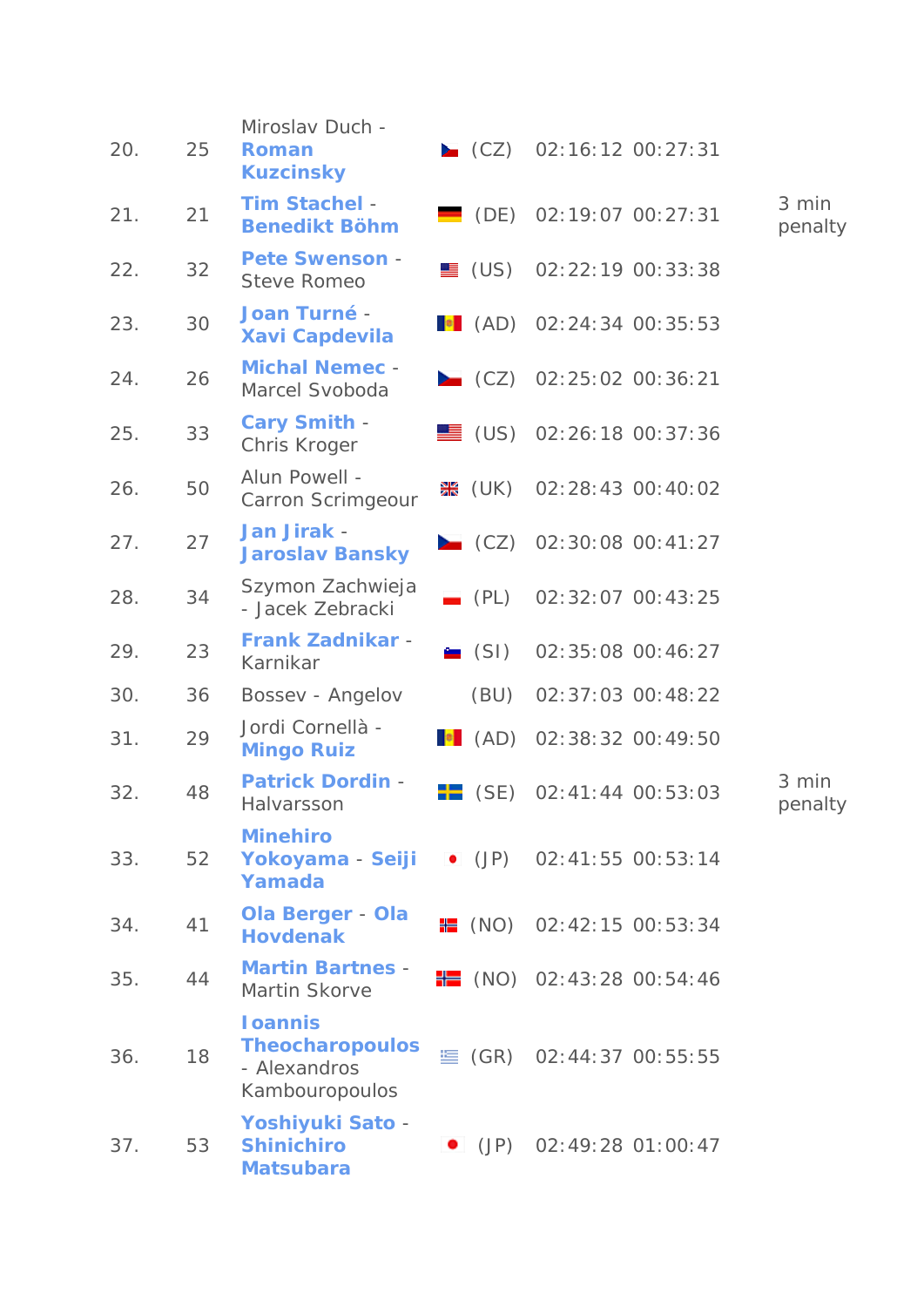| | | | | | | |
|---|---|---|---|---|---|---|
| 20. | 25 | Miroslav Duch - **Roman Kuzcinsky** | (CZ) | 02:16:12 | 00:27:31 | |
| 21. | 21 | **Tim Stachel** - **Benedikt Böhm** | (DE) | 02:19:07 | 00:27:31 | 3 min penalty |
| 22. | 32 | **Pete Swenson** - Steve Romeo | (US) | 02:22:19 | 00:33:38 | |
| 23. | 30 | **Joan Turné** - **Xavi Capdevila** | (AD) | 02:24:34 | 00:35:53 | |
| 24. | 26 | **Michal Nemec** - Marcel Svoboda | (CZ) | 02:25:02 | 00:36:21 | |
| 25. | 33 | **Cary Smith** - Chris Kroger | (US) | 02:26:18 | 00:37:36 | |
| 26. | 50 | Alun Powell - Carron Scrimgeour | (UK) | 02:28:43 | 00:40:02 | |
| 27. | 27 | **Jan Jirak** - **Jaroslav Bansky** | (CZ) | 02:30:08 | 00:41:27 | |
| 28. | 34 | Szymon Zachwieja - Jacek Zebracki | (PL) | 02:32:07 | 00:43:25 | |
| 29. | 23 | **Frank Zadnikar** - Karnikar | (SI) | 02:35:08 | 00:46:27 | |
| 30. | 36 | Bossev - Angelov | (BU) | 02:37:03 | 00:48:22 | |
| 31. | 29 | Jordi Cornellà - **Mingo Ruiz** | (AD) | 02:38:32 | 00:49:50 | |
| 32. | 48 | **Patrick Dordin** - Halvarsson | (SE) | 02:41:44 | 00:53:03 | 3 min penalty |
| 33. | 52 | **Minehiro Yokoyama** - **Seiji Yamada** | (JP) | 02:41:55 | 00:53:14 | |
| 34. | 41 | **Ola Berger** - **Ola Hovdenak** | (NO) | 02:42:15 | 00:53:34 | |
| 35. | 44 | **Martin Bartnes** - Martin Skorve | (NO) | 02:43:28 | 00:54:46 | |
| 36. | 18 | **Ioannis Theocharopoulos** - Alexandros Kambouropoulos | (GR) | 02:44:37 | 00:55:55 | |
| 37. | 53 | **Yoshiyuki Sato** - **Shinichiro Matsubara** | (JP) | 02:49:28 | 01:00:47 | |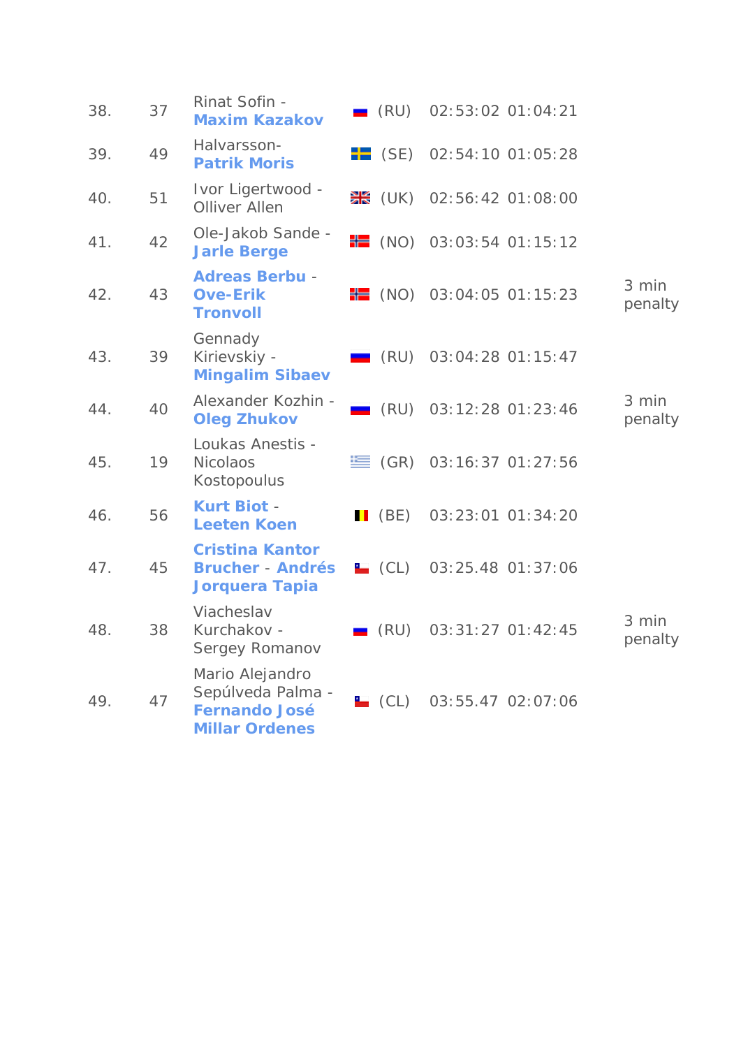| | | | | | | |
|---|---|---|---|---|---|---|
| 38. | 37 | Rinat Sofin - **Maxim Kazakov** | (RU) | 02:53:02 | 01:04:21 | |
| 39. | 49 | Halvarsson- **Patrik Moris** | (SE) | 02:54:10 | 01:05:28 | |
| 40. | 51 | Ivor Ligertwood - Olliver Allen | (UK) | 02:56:42 | 01:08:00 | |
| 41. | 42 | Ole-Jakob Sande - **Jarle Berge** | (NO) | 03:03:54 | 01:15:12 | |
| 42. | 43 | **Adreas Berbu** - **Ove-Erik Tronvoll** | (NO) | 03:04:05 | 01:15:23 | 3 min penalty |
| 43. | 39 | Gennady Kirievskiy - **Mingalim Sibaev** | (RU) | 03:04:28 | 01:15:47 | |
| 44. | 40 | Alexander Kozhin - **Oleg Zhukov** | (RU) | 03:12:28 | 01:23:46 | 3 min penalty |
| 45. | 19 | Loukas Anestis - Nicolaos Kostopoulus | (GR) | 03:16:37 | 01:27:56 | |
| 46. | 56 | **Kurt Biot** - **Leeten Koen** | (BE) | 03:23:01 | 01:34:20 | |
| 47. | 45 | **Cristina Kantor Brucher** - **Andrés Jorquera Tapia** | (CL) | 03:25.48 | 01:37:06 | |
| 48. | 38 | Viacheslav Kurchakov - Sergey Romanov | (RU) | 03:31:27 | 01:42:45 | 3 min penalty |
| 49. | 47 | Mario Alejandro Sepúlveda Palma - **Fernando José Millar Ordenes** | (CL) | 03:55.47 | 02:07:06 | |